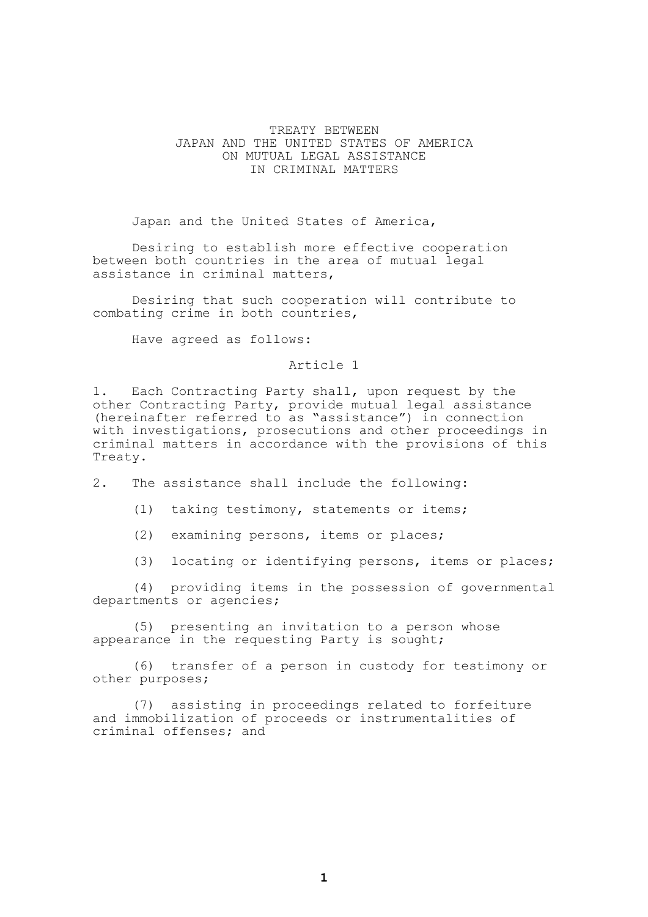# TREATY BETWEEN JAPAN AND THE UNITED STATES OF AMERICA ON MUTUAL LEGAL ASSISTANCE IN CRIMINAL MATTERS

Japan and the United States of America,

Desiring to establish more effective cooperation between both countries in the area of mutual legal assistance in criminal matters,

Desiring that such cooperation will contribute to combating crime in both countries,

Have agreed as follows:

## Article 1

1. Each Contracting Party shall, upon request by the other Contracting Party, provide mutual legal assistance (hereinafter referred to as "assistance") in connection with investigations, prosecutions and other proceedings in criminal matters in accordance with the provisions of this Treaty.

2. The assistance shall include the following:

    (1) taking testimony, statements or items;

    (2) examining persons, items or places;

    (3) locating or identifying persons, items or places;

    (4) providing items in the possession of governmental departments or agencies;

    (5) presenting an invitation to a person whose appearance in the requesting Party is sought;

    (6) transfer of a person in custody for testimony or other purposes;

    (7) assisting in proceedings related to forfeiture and immobilization of proceeds or instrumentalities of criminal offenses; and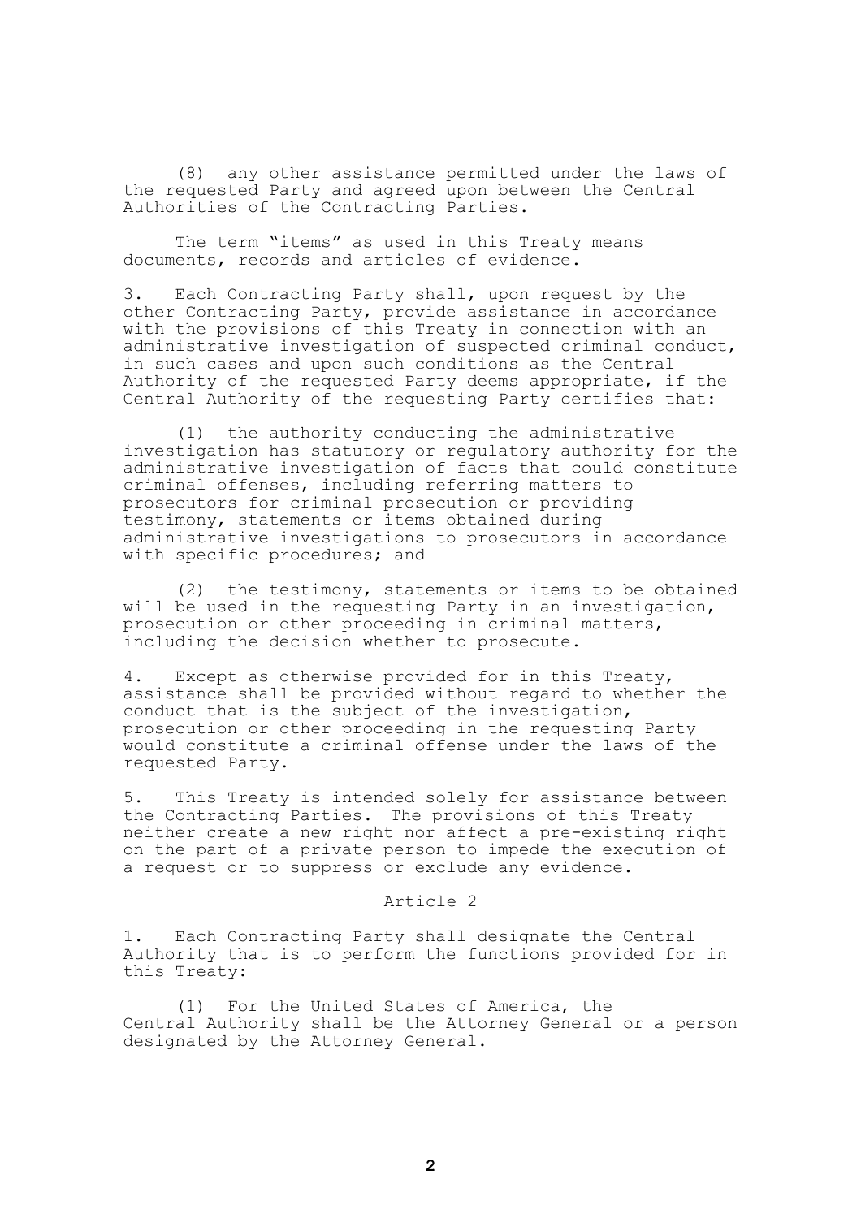(8) any other assistance permitted under the laws of the requested Party and agreed upon between the Central Authorities of the Contracting Parties.

The term "items" as used in this Treaty means documents, records and articles of evidence.

3. Each Contracting Party shall, upon request by the other Contracting Party, provide assistance in accordance with the provisions of this Treaty in connection with an administrative investigation of suspected criminal conduct, in such cases and upon such conditions as the Central Authority of the requested Party deems appropriate, if the Central Authority of the requesting Party certifies that:

(1) the authority conducting the administrative investigation has statutory or regulatory authority for the administrative investigation of facts that could constitute criminal offenses, including referring matters to prosecutors for criminal prosecution or providing testimony, statements or items obtained during administrative investigations to prosecutors in accordance with specific procedures; and

(2) the testimony, statements or items to be obtained will be used in the requesting Party in an investigation, prosecution or other proceeding in criminal matters, including the decision whether to prosecute.

4. Except as otherwise provided for in this Treaty, assistance shall be provided without regard to whether the conduct that is the subject of the investigation, prosecution or other proceeding in the requesting Party would constitute a criminal offense under the laws of the requested Party.

5. This Treaty is intended solely for assistance between the Contracting Parties. The provisions of this Treaty neither create a new right nor affect a pre-existing right on the part of a private person to impede the execution of a request or to suppress or exclude any evidence.

## Article 2

1. Each Contracting Party shall designate the Central Authority that is to perform the functions provided for in this Treaty:

(1) For the United States of America, the Central Authority shall be the Attorney General or a person designated by the Attorney General.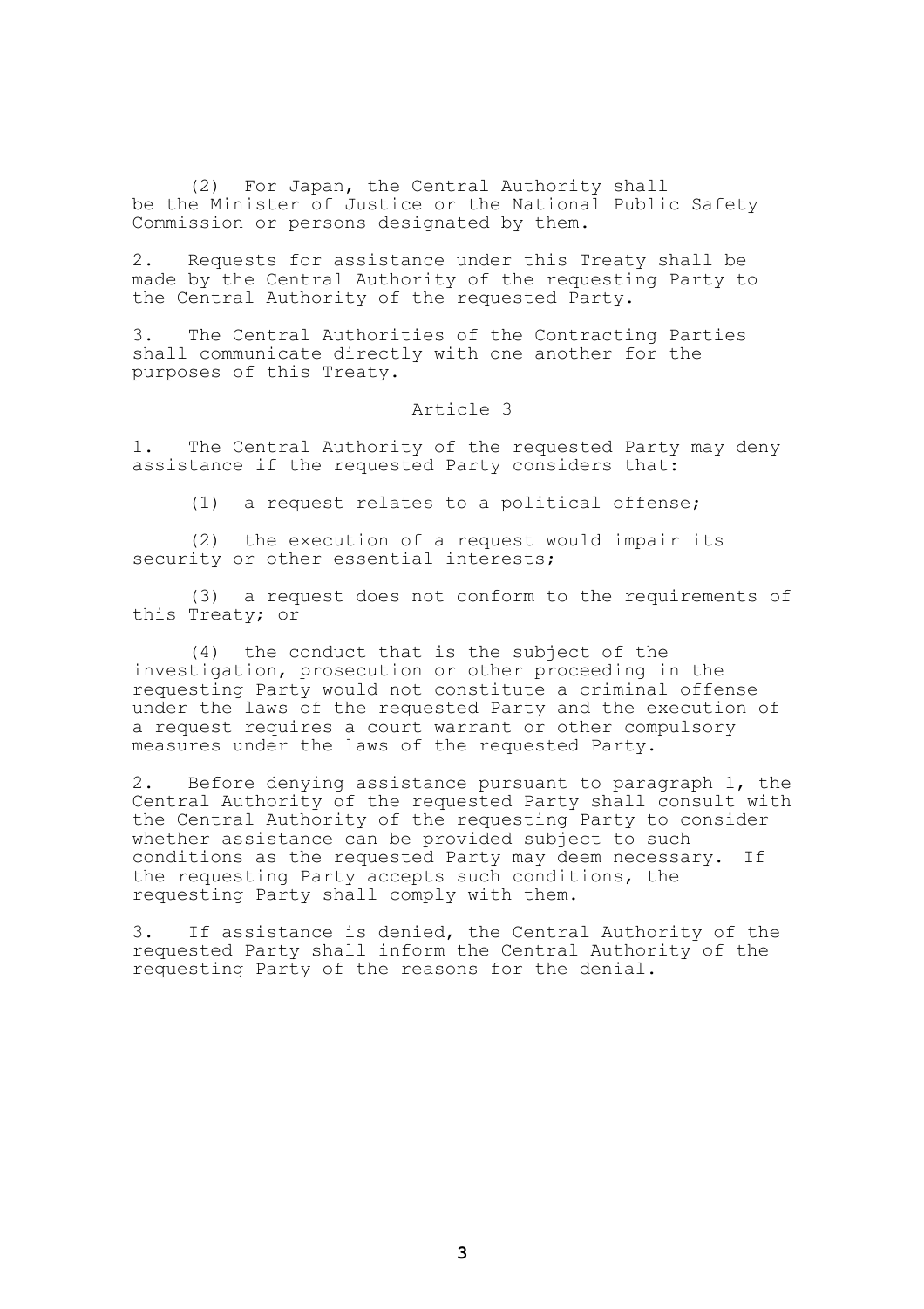(2) For Japan, the Central Authority shall be the Minister of Justice or the National Public Safety Commission or persons designated by them.

2. Requests for assistance under this Treaty shall be made by the Central Authority of the requesting Party to the Central Authority of the requested Party.

3. The Central Authorities of the Contracting Parties shall communicate directly with one another for the purposes of this Treaty.

## Article 3

1. The Central Authority of the requested Party may deny assistance if the requested Party considers that:

(1) a request relates to a political offense;

(2) the execution of a request would impair its security or other essential interests;

(3) a request does not conform to the requirements of this Treaty; or

(4) the conduct that is the subject of the investigation, prosecution or other proceeding in the requesting Party would not constitute a criminal offense under the laws of the requested Party and the execution of a request requires a court warrant or other compulsory measures under the laws of the requested Party.

2. Before denying assistance pursuant to paragraph 1, the Central Authority of the requested Party shall consult with the Central Authority of the requesting Party to consider whether assistance can be provided subject to such conditions as the requested Party may deem necessary. If the requesting Party accepts such conditions, the requesting Party shall comply with them.

3. If assistance is denied, the Central Authority of the requested Party shall inform the Central Authority of the requesting Party of the reasons for the denial.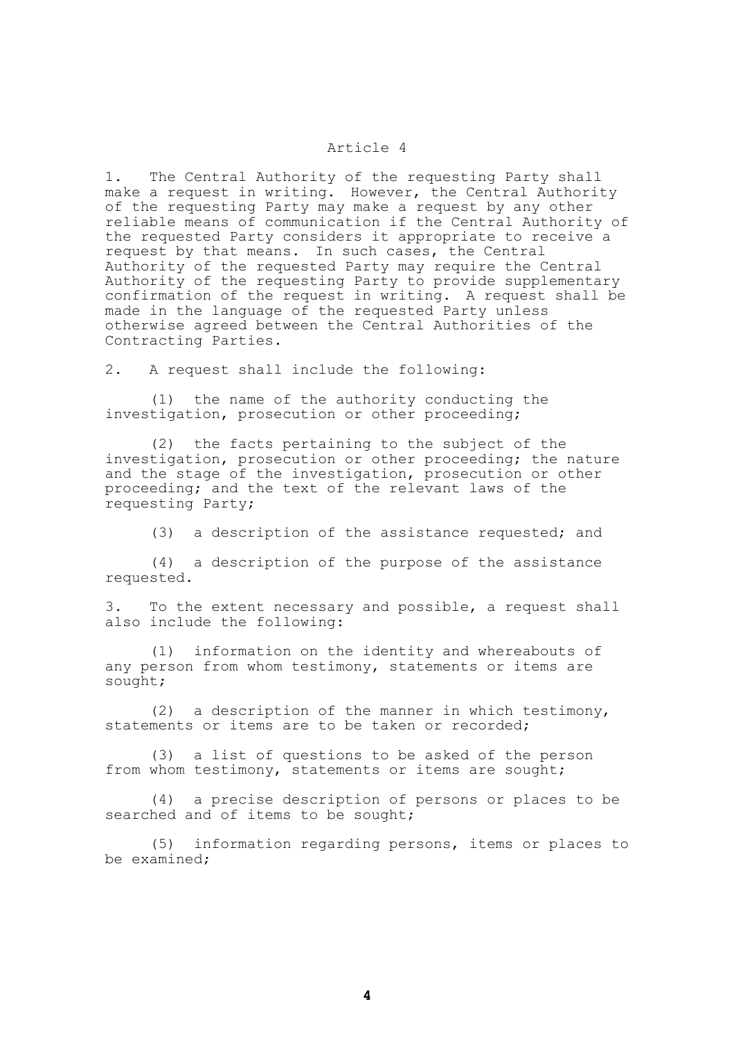## Article 4

1. The Central Authority of the requesting Party shall make a request in writing. However, the Central Authority of the requesting Party may make a request by any other reliable means of communication if the Central Authority of the requested Party considers it appropriate to receive a request by that means. In such cases, the Central Authority of the requested Party may require the Central Authority of the requesting Party to provide supplementary confirmation of the request in writing. A request shall be made in the language of the requested Party unless otherwise agreed between the Central Authorities of the Contracting Parties.

2. A request shall include the following:

   (1) the name of the authority conducting the investigation, prosecution or other proceeding;

   (2) the facts pertaining to the subject of the investigation, prosecution or other proceeding; the nature and the stage of the investigation, prosecution or other proceeding; and the text of the relevant laws of the requesting Party;

   (3) a description of the assistance requested; and

   (4) a description of the purpose of the assistance requested.

3. To the extent necessary and possible, a request shall also include the following:

   (1) information on the identity and whereabouts of any person from whom testimony, statements or items are sought;

   (2) a description of the manner in which testimony, statements or items are to be taken or recorded;

   (3) a list of questions to be asked of the person from whom testimony, statements or items are sought;

   (4) a precise description of persons or places to be searched and of items to be sought;

   (5) information regarding persons, items or places to be examined;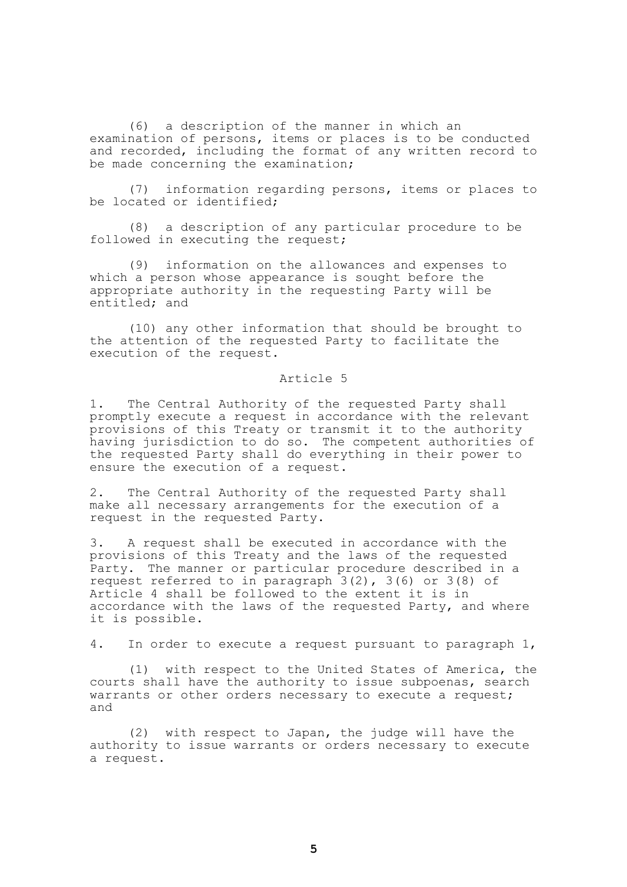(6) a description of the manner in which an examination of persons, items or places is to be conducted and recorded, including the format of any written record to be made concerning the examination;

(7) information regarding persons, items or places to be located or identified;

(8) a description of any particular procedure to be followed in executing the request;

(9) information on the allowances and expenses to which a person whose appearance is sought before the appropriate authority in the requesting Party will be entitled; and

(10) any other information that should be brought to the attention of the requested Party to facilitate the execution of the request.

## Article 5

1. The Central Authority of the requested Party shall promptly execute a request in accordance with the relevant provisions of this Treaty or transmit it to the authority having jurisdiction to do so. The competent authorities of the requested Party shall do everything in their power to ensure the execution of a request.

2. The Central Authority of the requested Party shall make all necessary arrangements for the execution of a request in the requested Party.

3. A request shall be executed in accordance with the provisions of this Treaty and the laws of the requested Party. The manner or particular procedure described in a request referred to in paragraph 3(2), 3(6) or 3(8) of Article 4 shall be followed to the extent it is in accordance with the laws of the requested Party, and where it is possible.

4. In order to execute a request pursuant to paragraph 1,

(1) with respect to the United States of America, the courts shall have the authority to issue subpoenas, search warrants or other orders necessary to execute a request; and

(2) with respect to Japan, the judge will have the authority to issue warrants or orders necessary to execute a request.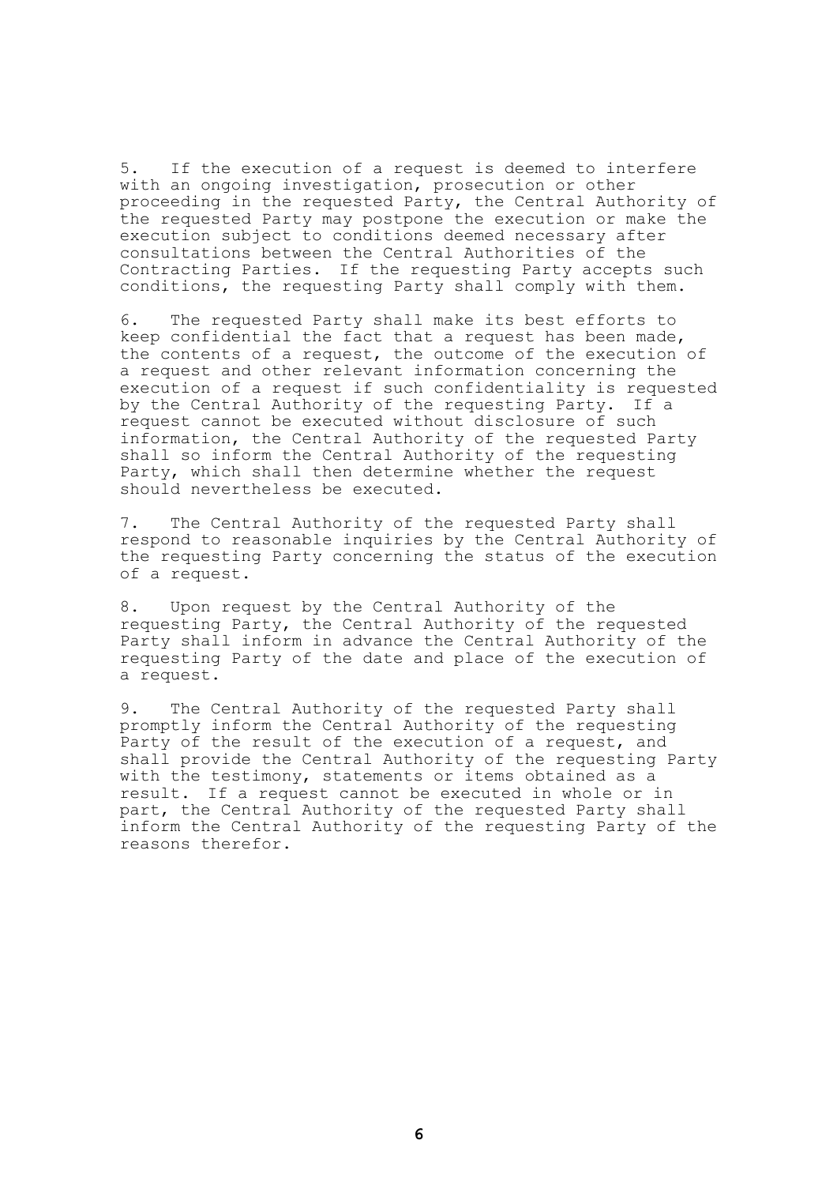5. If the execution of a request is deemed to interfere with an ongoing investigation, prosecution or other proceeding in the requested Party, the Central Authority of the requested Party may postpone the execution or make the execution subject to conditions deemed necessary after consultations between the Central Authorities of the Contracting Parties. If the requesting Party accepts such conditions, the requesting Party shall comply with them.

6. The requested Party shall make its best efforts to keep confidential the fact that a request has been made, the contents of a request, the outcome of the execution of a request and other relevant information concerning the execution of a request if such confidentiality is requested by the Central Authority of the requesting Party. If a request cannot be executed without disclosure of such information, the Central Authority of the requested Party shall so inform the Central Authority of the requesting Party, which shall then determine whether the request should nevertheless be executed.

7. The Central Authority of the requested Party shall respond to reasonable inquiries by the Central Authority of the requesting Party concerning the status of the execution of a request.

8. Upon request by the Central Authority of the requesting Party, the Central Authority of the requested Party shall inform in advance the Central Authority of the requesting Party of the date and place of the execution of a request.

9. The Central Authority of the requested Party shall promptly inform the Central Authority of the requesting Party of the result of the execution of a request, and shall provide the Central Authority of the requesting Party with the testimony, statements or items obtained as a result. If a request cannot be executed in whole or in part, the Central Authority of the requested Party shall inform the Central Authority of the requesting Party of the reasons therefor.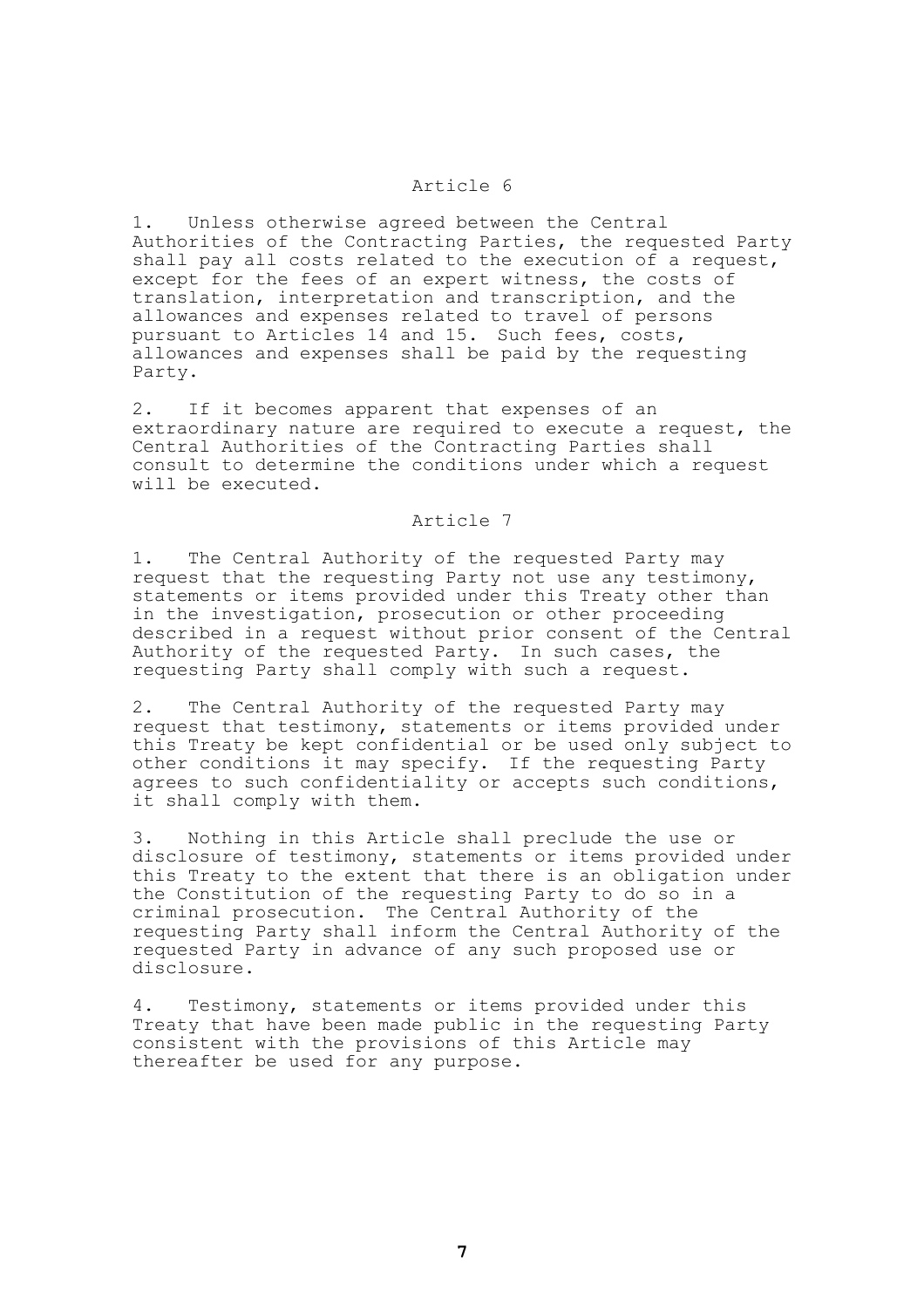## Article 6

1. Unless otherwise agreed between the Central Authorities of the Contracting Parties, the requested Party shall pay all costs related to the execution of a request, except for the fees of an expert witness, the costs of translation, interpretation and transcription, and the allowances and expenses related to travel of persons pursuant to Articles 14 and 15. Such fees, costs, allowances and expenses shall be paid by the requesting Party.

2. If it becomes apparent that expenses of an extraordinary nature are required to execute a request, the Central Authorities of the Contracting Parties shall consult to determine the conditions under which a request will be executed.

## Article 7

1. The Central Authority of the requested Party may request that the requesting Party not use any testimony, statements or items provided under this Treaty other than in the investigation, prosecution or other proceeding described in a request without prior consent of the Central Authority of the requested Party. In such cases, the requesting Party shall comply with such a request.

2. The Central Authority of the requested Party may request that testimony, statements or items provided under this Treaty be kept confidential or be used only subject to other conditions it may specify. If the requesting Party agrees to such confidentiality or accepts such conditions, it shall comply with them.

3. Nothing in this Article shall preclude the use or disclosure of testimony, statements or items provided under this Treaty to the extent that there is an obligation under the Constitution of the requesting Party to do so in a criminal prosecution. The Central Authority of the requesting Party shall inform the Central Authority of the requested Party in advance of any such proposed use or disclosure.

4. Testimony, statements or items provided under this Treaty that have been made public in the requesting Party consistent with the provisions of this Article may thereafter be used for any purpose.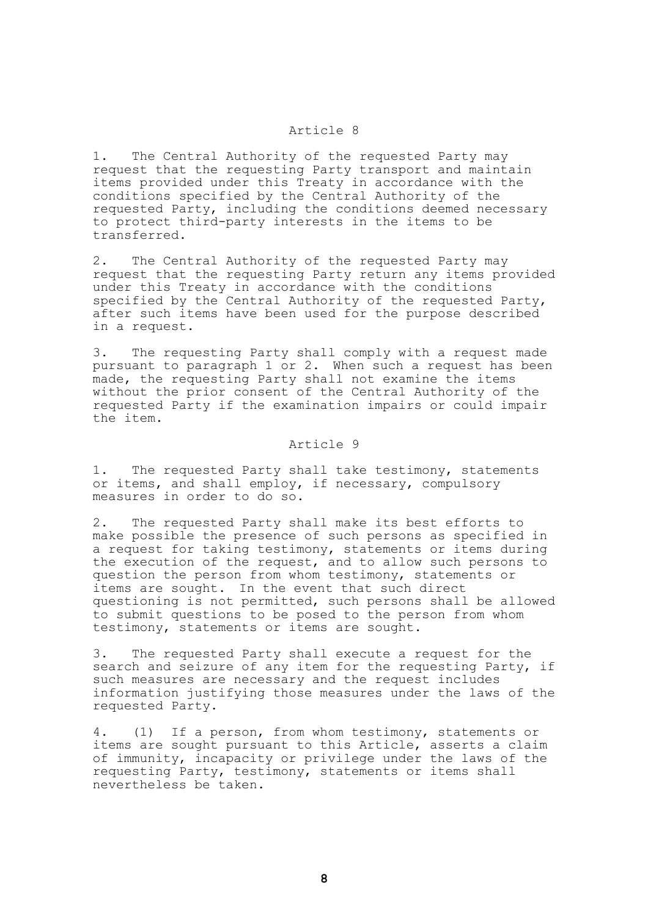## Article 8

1. The Central Authority of the requested Party may request that the requesting Party transport and maintain items provided under this Treaty in accordance with the conditions specified by the Central Authority of the requested Party, including the conditions deemed necessary to protect third-party interests in the items to be transferred.

2. The Central Authority of the requested Party may request that the requesting Party return any items provided under this Treaty in accordance with the conditions specified by the Central Authority of the requested Party, after such items have been used for the purpose described in a request.

3. The requesting Party shall comply with a request made pursuant to paragraph 1 or 2. When such a request has been made, the requesting Party shall not examine the items without the prior consent of the Central Authority of the requested Party if the examination impairs or could impair the item.

## Article 9

1. The requested Party shall take testimony, statements or items, and shall employ, if necessary, compulsory measures in order to do so.

2. The requested Party shall make its best efforts to make possible the presence of such persons as specified in a request for taking testimony, statements or items during the execution of the request, and to allow such persons to question the person from whom testimony, statements or items are sought. In the event that such direct questioning is not permitted, such persons shall be allowed to submit questions to be posed to the person from whom testimony, statements or items are sought.

3. The requested Party shall execute a request for the search and seizure of any item for the requesting Party, if such measures are necessary and the request includes information justifying those measures under the laws of the requested Party.

4. (1) If a person, from whom testimony, statements or items are sought pursuant to this Article, asserts a claim of immunity, incapacity or privilege under the laws of the requesting Party, testimony, statements or items shall nevertheless be taken.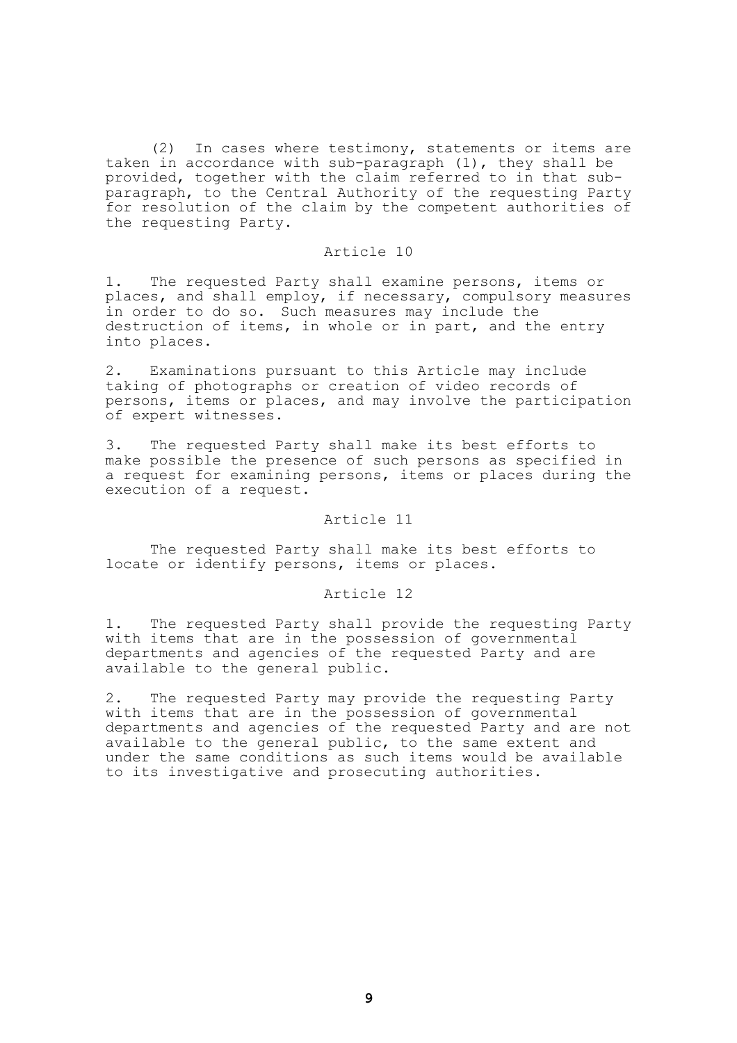(2) In cases where testimony, statements or items are taken in accordance with sub-paragraph (1), they shall be provided, together with the claim referred to in that sub-paragraph, to the Central Authority of the requesting Party for resolution of the claim by the competent authorities of the requesting Party.

## Article 10

1. The requested Party shall examine persons, items or places, and shall employ, if necessary, compulsory measures in order to do so. Such measures may include the destruction of items, in whole or in part, and the entry into places.

2. Examinations pursuant to this Article may include taking of photographs or creation of video records of persons, items or places, and may involve the participation of expert witnesses.

3. The requested Party shall make its best efforts to make possible the presence of such persons as specified in a request for examining persons, items or places during the execution of a request.

## Article 11

The requested Party shall make its best efforts to locate or identify persons, items or places.

## Article 12

1. The requested Party shall provide the requesting Party with items that are in the possession of governmental departments and agencies of the requested Party and are available to the general public.

2. The requested Party may provide the requesting Party with items that are in the possession of governmental departments and agencies of the requested Party and are not available to the general public, to the same extent and under the same conditions as such items would be available to its investigative and prosecuting authorities.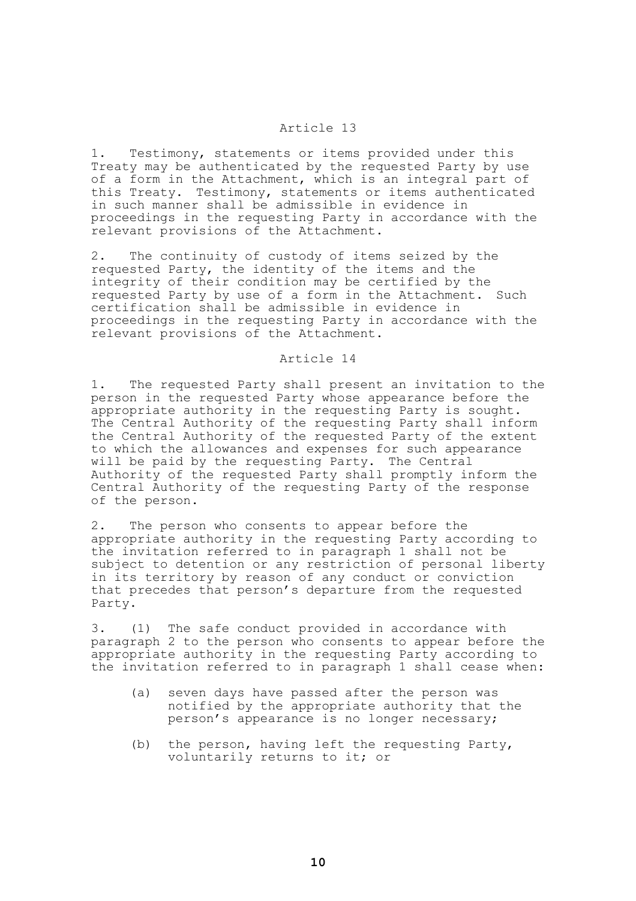## Article 13

1. Testimony, statements or items provided under this Treaty may be authenticated by the requested Party by use of a form in the Attachment, which is an integral part of this Treaty. Testimony, statements or items authenticated in such manner shall be admissible in evidence in proceedings in the requesting Party in accordance with the relevant provisions of the Attachment.

2. The continuity of custody of items seized by the requested Party, the identity of the items and the integrity of their condition may be certified by the requested Party by use of a form in the Attachment. Such certification shall be admissible in evidence in proceedings in the requesting Party in accordance with the relevant provisions of the Attachment.

## Article 14

1. The requested Party shall present an invitation to the person in the requested Party whose appearance before the appropriate authority in the requesting Party is sought. The Central Authority of the requesting Party shall inform the Central Authority of the requested Party of the extent to which the allowances and expenses for such appearance will be paid by the requesting Party. The Central Authority of the requested Party shall promptly inform the Central Authority of the requesting Party of the response of the person.

2. The person who consents to appear before the appropriate authority in the requesting Party according to the invitation referred to in paragraph 1 shall not be subject to detention or any restriction of personal liberty in its territory by reason of any conduct or conviction that precedes that person's departure from the requested Party.

3. (1) The safe conduct provided in accordance with paragraph 2 to the person who consents to appear before the appropriate authority in the requesting Party according to the invitation referred to in paragraph 1 shall cease when:

   (a) seven days have passed after the person was notified by the appropriate authority that the person's appearance is no longer necessary;

   (b) the person, having left the requesting Party, voluntarily returns to it; or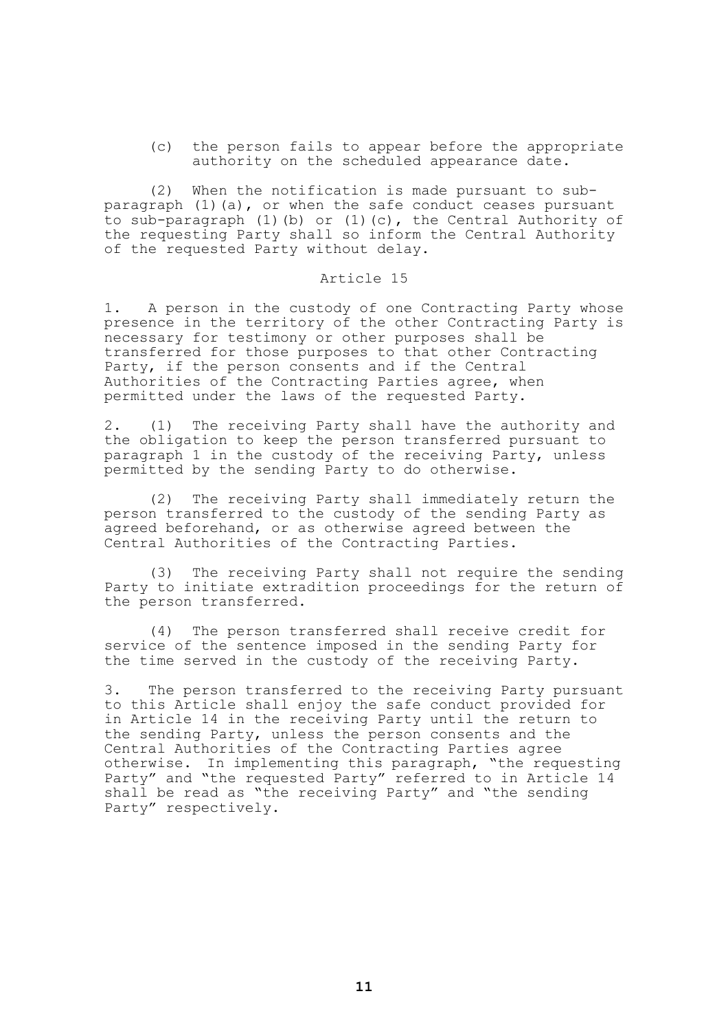(c) the person fails to appear before the appropriate authority on the scheduled appearance date.

(2) When the notification is made pursuant to sub-paragraph (1)(a), or when the safe conduct ceases pursuant to sub-paragraph (1)(b) or (1)(c), the Central Authority of the requesting Party shall so inform the Central Authority of the requested Party without delay.

Article 15

1. A person in the custody of one Contracting Party whose presence in the territory of the other Contracting Party is necessary for testimony or other purposes shall be transferred for those purposes to that other Contracting Party, if the person consents and if the Central Authorities of the Contracting Parties agree, when permitted under the laws of the requested Party.

2. (1) The receiving Party shall have the authority and the obligation to keep the person transferred pursuant to paragraph 1 in the custody of the receiving Party, unless permitted by the sending Party to do otherwise.

(2) The receiving Party shall immediately return the person transferred to the custody of the sending Party as agreed beforehand, or as otherwise agreed between the Central Authorities of the Contracting Parties.

(3) The receiving Party shall not require the sending Party to initiate extradition proceedings for the return of the person transferred.

(4) The person transferred shall receive credit for service of the sentence imposed in the sending Party for the time served in the custody of the receiving Party.

3. The person transferred to the receiving Party pursuant to this Article shall enjoy the safe conduct provided for in Article 14 in the receiving Party until the return to the sending Party, unless the person consents and the Central Authorities of the Contracting Parties agree otherwise. In implementing this paragraph, "the requesting Party" and "the requested Party" referred to in Article 14 shall be read as "the receiving Party" and "the sending Party" respectively.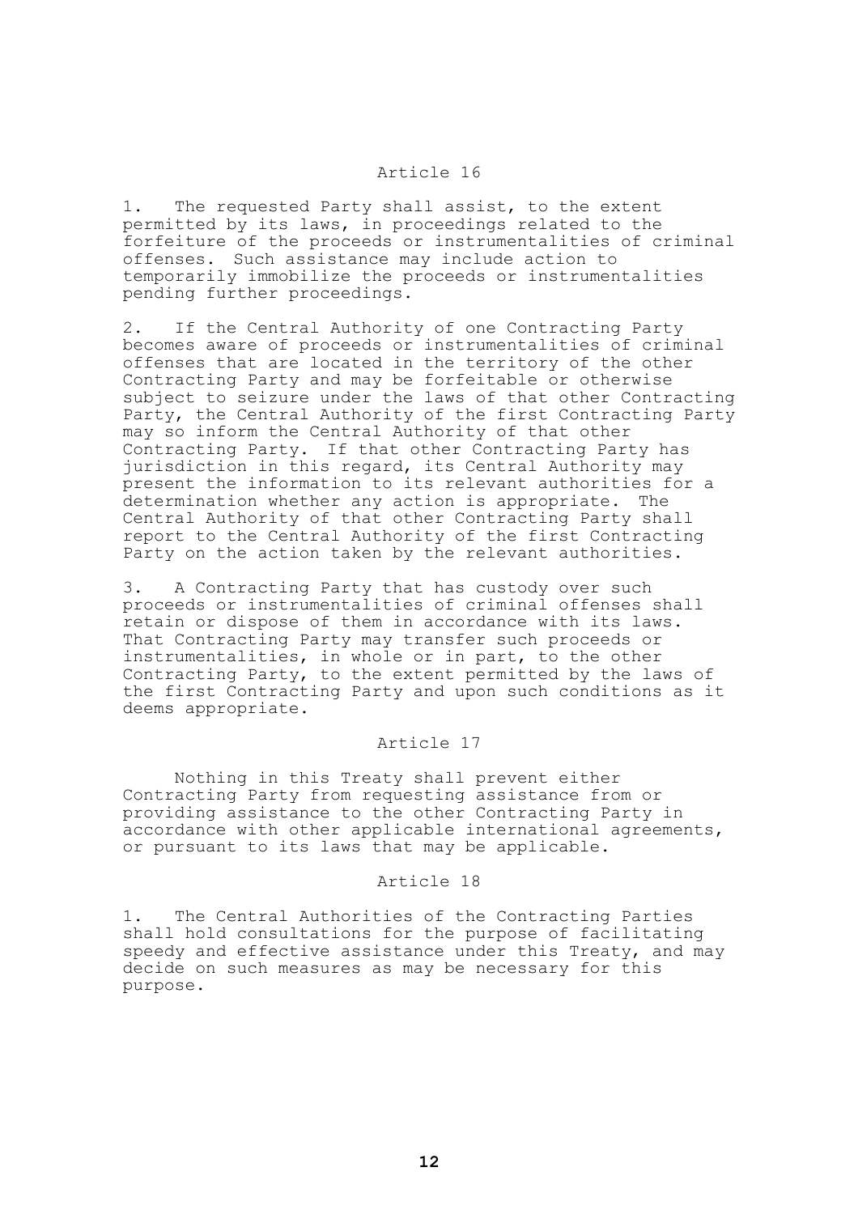## Article 16

1. The requested Party shall assist, to the extent permitted by its laws, in proceedings related to the forfeiture of the proceeds or instrumentalities of criminal offenses. Such assistance may include action to temporarily immobilize the proceeds or instrumentalities pending further proceedings.

2. If the Central Authority of one Contracting Party becomes aware of proceeds or instrumentalities of criminal offenses that are located in the territory of the other Contracting Party and may be forfeitable or otherwise subject to seizure under the laws of that other Contracting Party, the Central Authority of the first Contracting Party may so inform the Central Authority of that other Contracting Party. If that other Contracting Party has jurisdiction in this regard, its Central Authority may present the information to its relevant authorities for a determination whether any action is appropriate. The Central Authority of that other Contracting Party shall report to the Central Authority of the first Contracting Party on the action taken by the relevant authorities.

3. A Contracting Party that has custody over such proceeds or instrumentalities of criminal offenses shall retain or dispose of them in accordance with its laws. That Contracting Party may transfer such proceeds or instrumentalities, in whole or in part, to the other Contracting Party, to the extent permitted by the laws of the first Contracting Party and upon such conditions as it deems appropriate.

## Article 17

Nothing in this Treaty shall prevent either Contracting Party from requesting assistance from or providing assistance to the other Contracting Party in accordance with other applicable international agreements, or pursuant to its laws that may be applicable.

## Article 18

1. The Central Authorities of the Contracting Parties shall hold consultations for the purpose of facilitating speedy and effective assistance under this Treaty, and may decide on such measures as may be necessary for this purpose.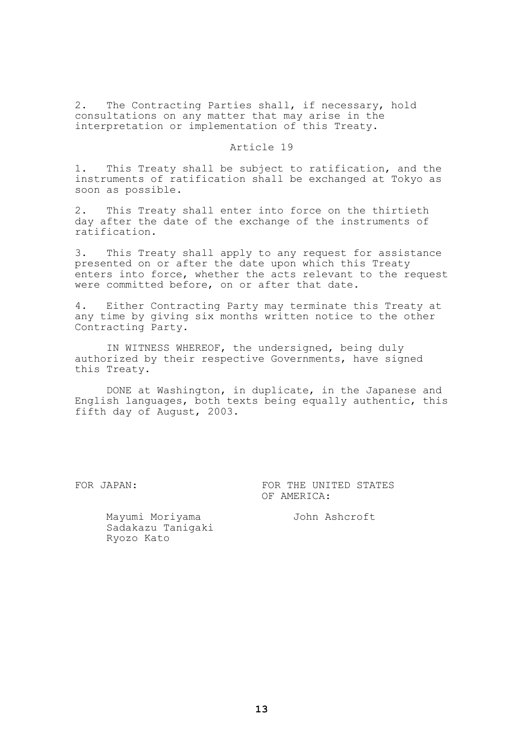2. The Contracting Parties shall, if necessary, hold consultations on any matter that may arise in the interpretation or implementation of this Treaty.

## Article 19

1. This Treaty shall be subject to ratification, and the instruments of ratification shall be exchanged at Tokyo as soon as possible.

2. This Treaty shall enter into force on the thirtieth day after the date of the exchange of the instruments of ratification.

3. This Treaty shall apply to any request for assistance presented on or after the date upon which this Treaty enters into force, whether the acts relevant to the request were committed before, on or after that date.

4. Either Contracting Party may terminate this Treaty at any time by giving six months written notice to the other Contracting Party.

IN WITNESS WHEREOF, the undersigned, being duly authorized by their respective Governments, have signed this Treaty.

DONE at Washington, in duplicate, in the Japanese and English languages, both texts being equally authentic, this fifth day of August, 2003.

| FOR JAPAN: | FOR THE UNITED STATES OF AMERICA: |
|---|---|
| Mayumi Moriyama<br>Sadakazu Tanigaki<br>Ryozo Kato | John Ashcroft |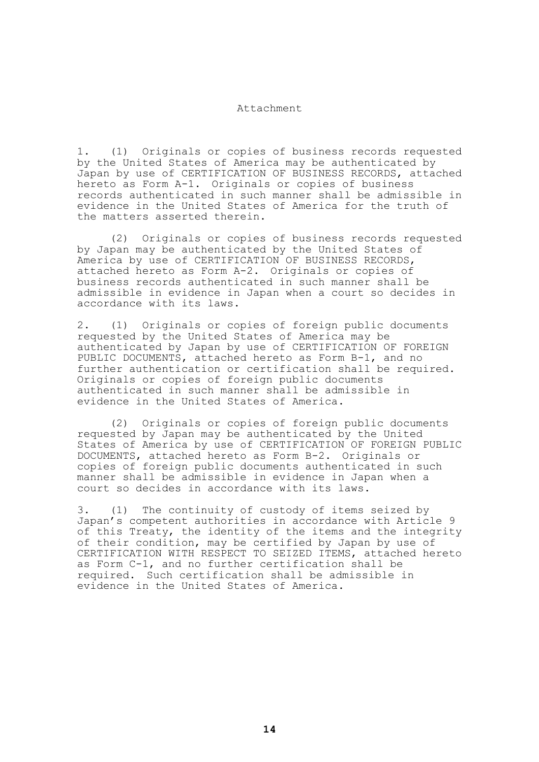# Attachment

1. (1) Originals or copies of business records requested by the United States of America may be authenticated by Japan by use of CERTIFICATION OF BUSINESS RECORDS, attached hereto as Form A-1. Originals or copies of business records authenticated in such manner shall be admissible in evidence in the United States of America for the truth of the matters asserted therein.

   (2) Originals or copies of business records requested by Japan may be authenticated by the United States of America by use of CERTIFICATION OF BUSINESS RECORDS, attached hereto as Form A-2. Originals or copies of business records authenticated in such manner shall be admissible in evidence in Japan when a court so decides in accordance with its laws.

2. (1) Originals or copies of foreign public documents requested by the United States of America may be authenticated by Japan by use of CERTIFICATION OF FOREIGN PUBLIC DOCUMENTS, attached hereto as Form B-1, and no further authentication or certification shall be required. Originals or copies of foreign public documents authenticated in such manner shall be admissible in evidence in the United States of America.

   (2) Originals or copies of foreign public documents requested by Japan may be authenticated by the United States of America by use of CERTIFICATION OF FOREIGN PUBLIC DOCUMENTS, attached hereto as Form B-2. Originals or copies of foreign public documents authenticated in such manner shall be admissible in evidence in Japan when a court so decides in accordance with its laws.

3. (1) The continuity of custody of items seized by Japan's competent authorities in accordance with Article 9 of this Treaty, the identity of the items and the integrity of their condition, may be certified by Japan by use of CERTIFICATION WITH RESPECT TO SEIZED ITEMS, attached hereto as Form C-1, and no further certification shall be required. Such certification shall be admissible in evidence in the United States of America.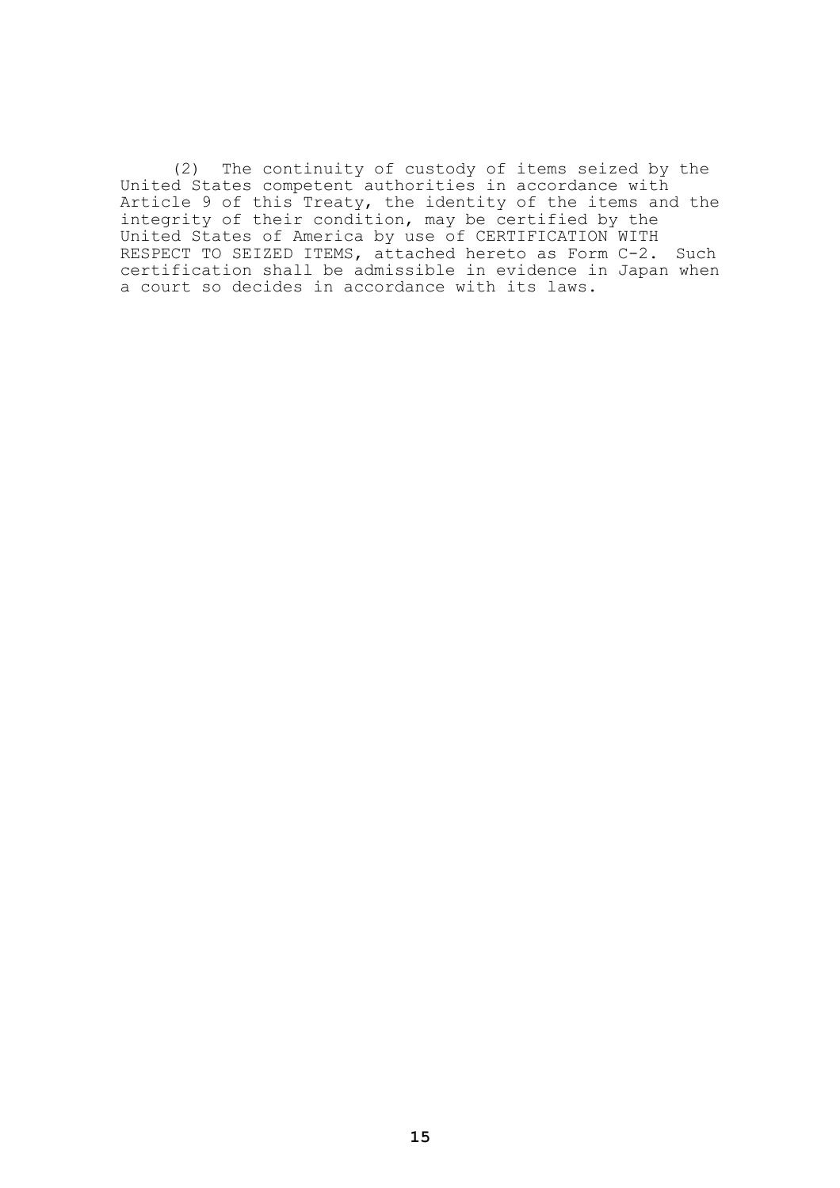(2) The continuity of custody of items seized by the United States competent authorities in accordance with Article 9 of this Treaty, the identity of the items and the integrity of their condition, may be certified by the United States of America by use of CERTIFICATION WITH RESPECT TO SEIZED ITEMS, attached hereto as Form C-2. Such certification shall be admissible in evidence in Japan when a court so decides in accordance with its laws.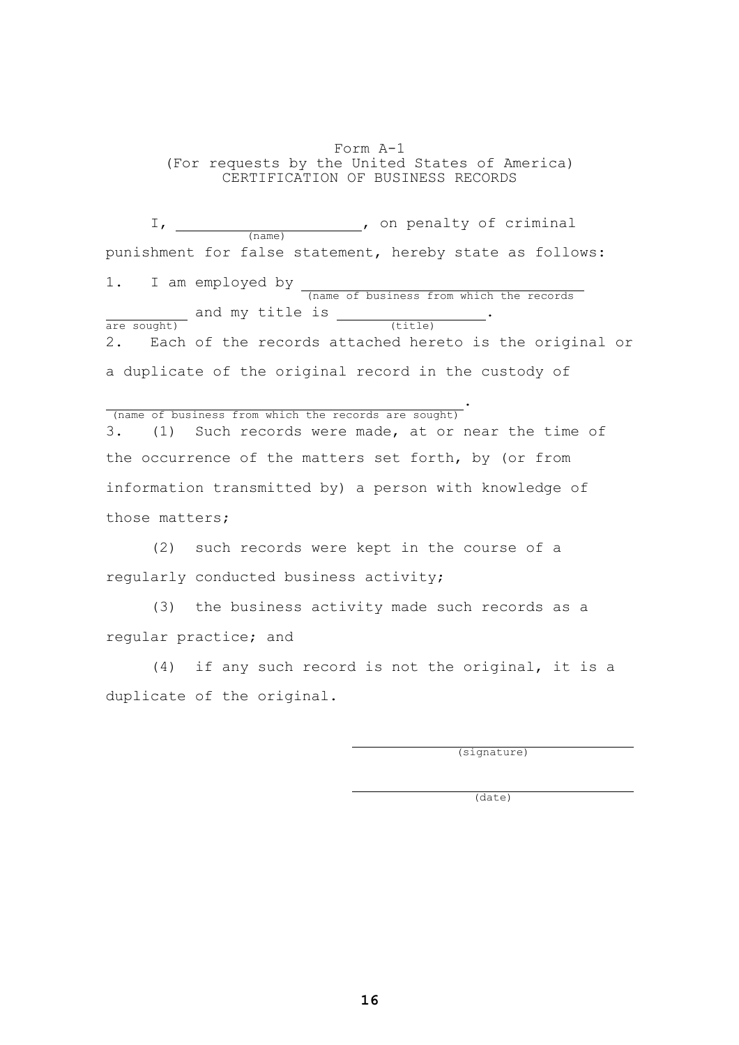Form A-1
(For requests by the United States of America)
CERTIFICATION OF BUSINESS RECORDS

I, ______________________ (name), on penalty of criminal punishment for false statement, hereby state as follows:

1. I am employed by ______________________________________ (name of business from which the records are sought) and my title is ________________ (title).

2. Each of the records attached hereto is the original or a duplicate of the original record in the custody of

______________________________________________ (name of business from which the records are sought).

3. (1) Such records were made, at or near the time of the occurrence of the matters set forth, by (or from information transmitted by) a person with knowledge of those matters;

(2) such records were kept in the course of a regularly conducted business activity;

(3) the business activity made such records as a regular practice; and

(4) if any such record is not the original, it is a duplicate of the original.

______________________________
(signature)

______________________________
(date)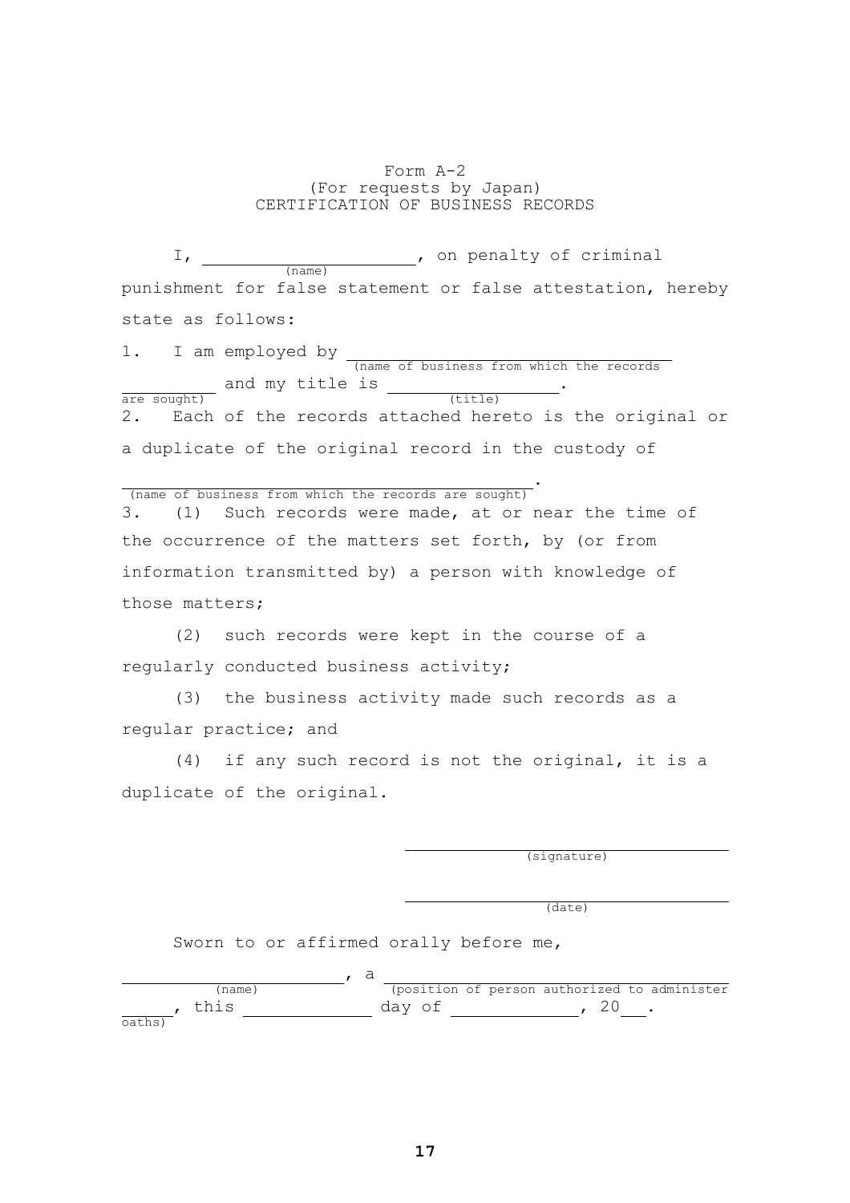Form A-2
(For requests by Japan)
CERTIFICATION OF BUSINESS RECORDS

I, ____________________ (name), on penalty of criminal punishment for false statement or false attestation, hereby state as follows:

1. I am employed by ________________________________ (name of business from which the records are sought) and my title is ________________ (title).

2. Each of the records attached hereto is the original or a duplicate of the original record in the custody of ________________________________________ (name of business from which the records are sought).

3. (1) Such records were made, at or near the time of the occurrence of the matters set forth, by (or from information transmitted by) a person with knowledge of those matters;

(2) such records were kept in the course of a regularly conducted business activity;

(3) the business activity made such records as a regular practice; and

(4) if any such record is not the original, it is a duplicate of the original.

________________________________
(signature)

________________________________
(date)

Sworn to or affirmed orally before me,

______________________ (name), a ________________________________ (position of person authorized to administer oaths), this ____________ day of ____________, 20___.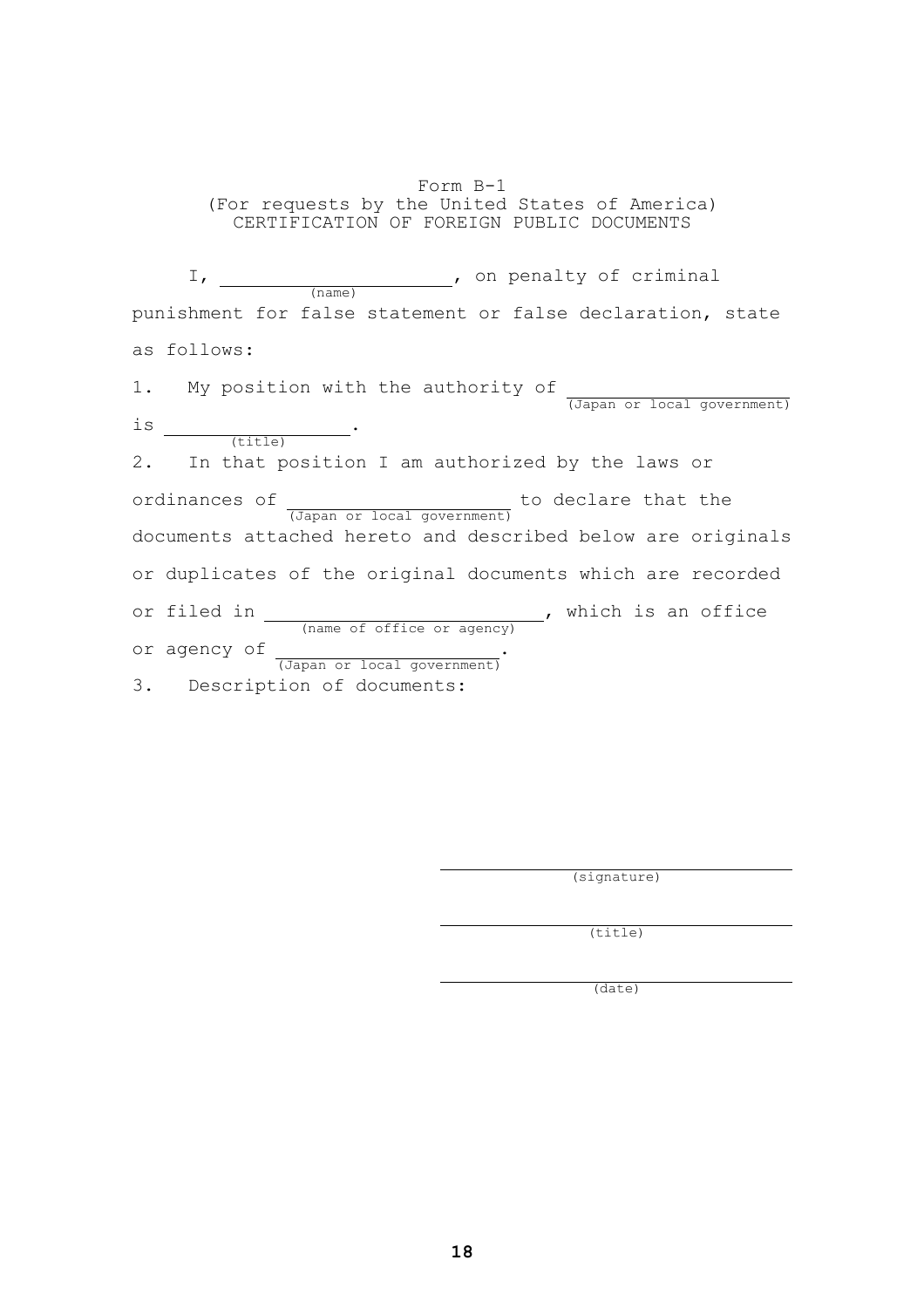Form B-1
(For requests by the United States of America)
CERTIFICATION OF FOREIGN PUBLIC DOCUMENTS

I, ____________________ (name), on penalty of criminal punishment for false statement or false declaration, state as follows:

1. My position with the authority of ____________________ (Japan or local government) is ________________ (title).

2. In that position I am authorized by the laws or ordinances of ____________________ (Japan or local government) to declare that the documents attached hereto and described below are originals or duplicates of the original documents which are recorded or filed in ____________________ (name of office or agency), which is an office or agency of ____________________ (Japan or local government).

3. Description of documents:

______________________________
(signature)

______________________________
(title)

______________________________
(date)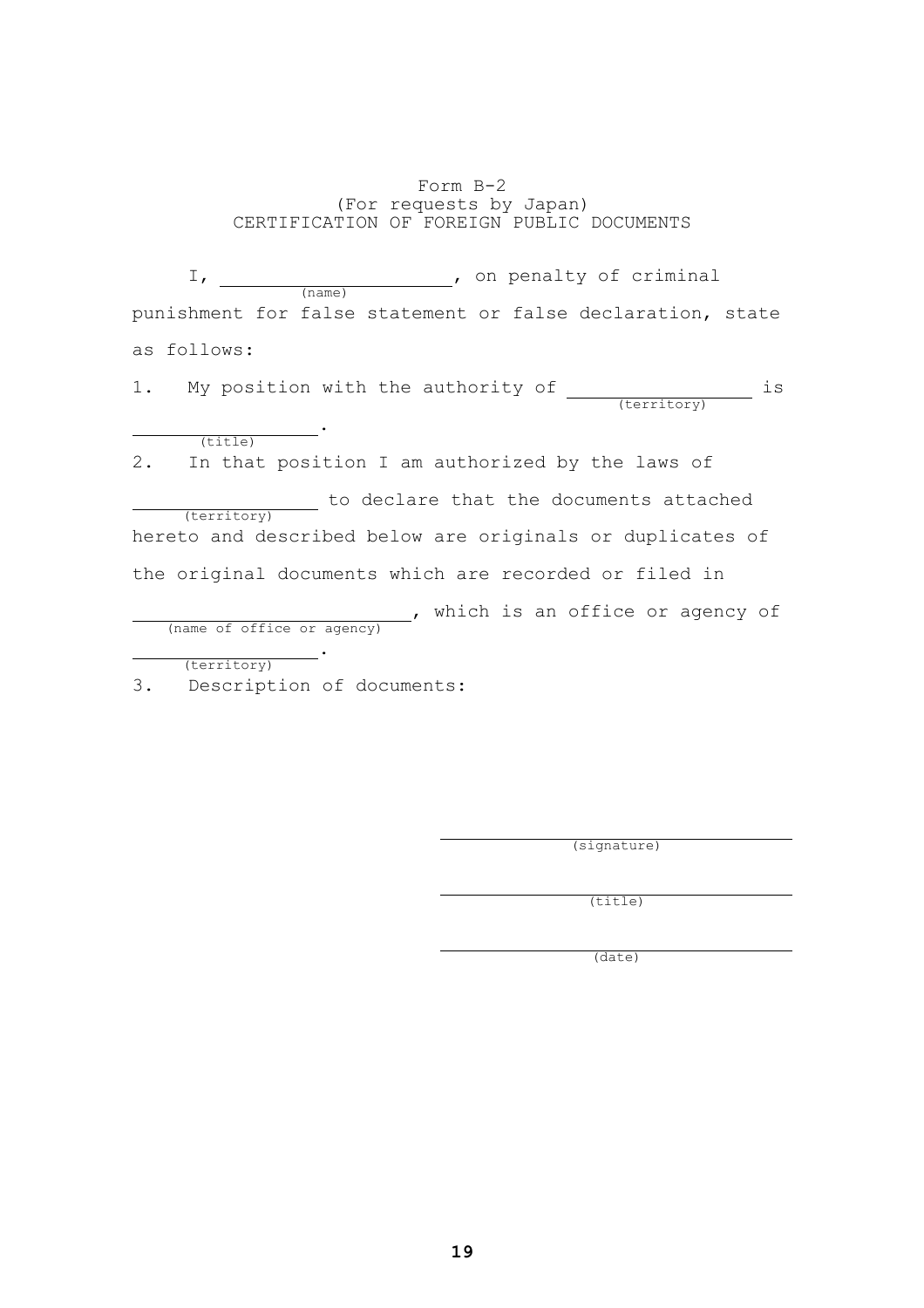Form B-2
(For requests by Japan)
CERTIFICATION OF FOREIGN PUBLIC DOCUMENTS

I, ____________________ (name), on penalty of criminal punishment for false statement or false declaration, state as follows:

1. My position with the authority of ________________ (territory) is ________________ (title).

2. In that position I am authorized by the laws of ________________ (territory) to declare that the documents attached hereto and described below are originals or duplicates of the original documents which are recorded or filed in ________________________ (name of office or agency), which is an office or agency of ________________ (territory).

3. Description of documents:

________________________________
(signature)

________________________________
(title)

________________________________
(date)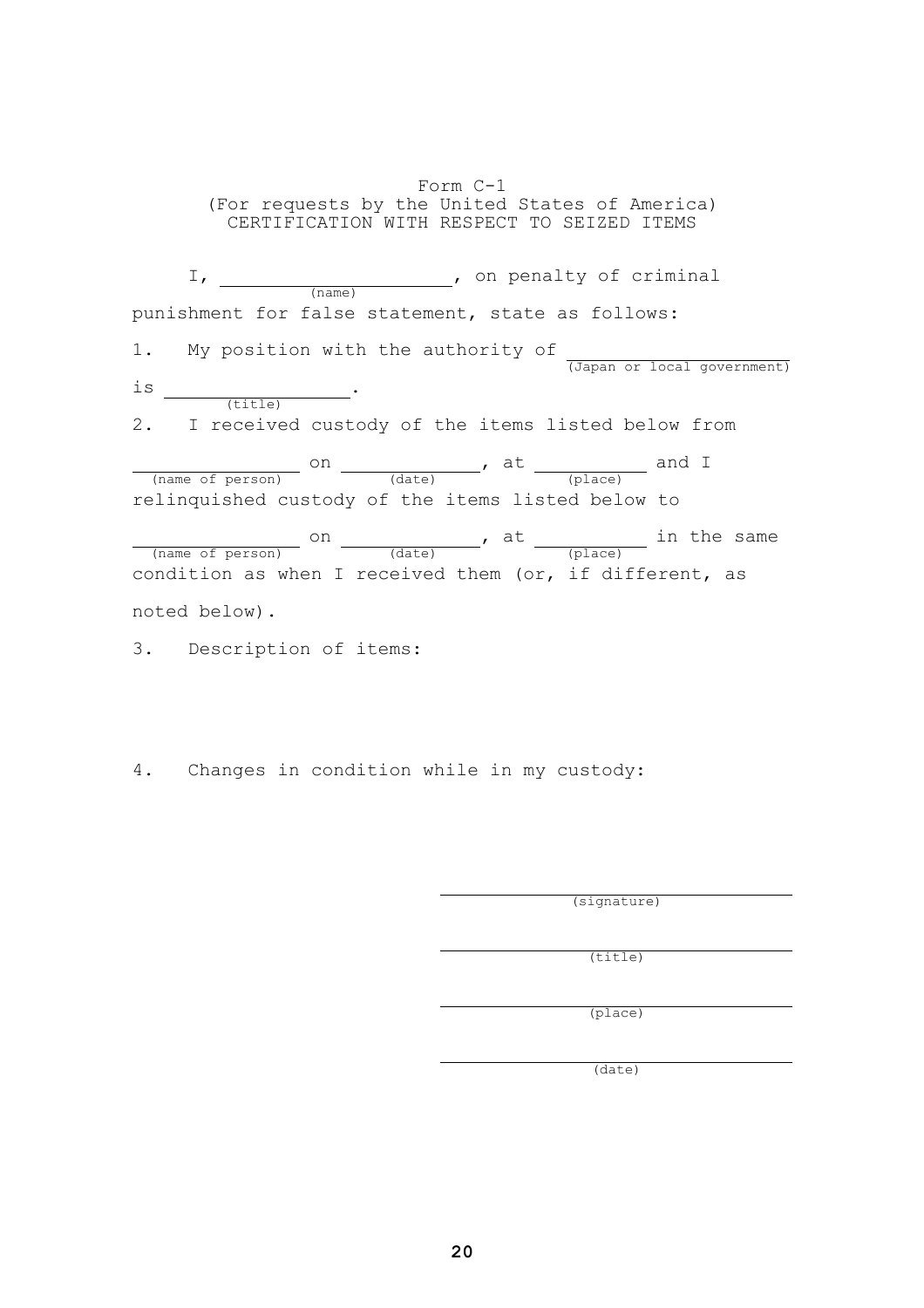Form C-1
(For requests by the United States of America)
CERTIFICATION WITH RESPECT TO SEIZED ITEMS

I, ____________________ (name), on penalty of criminal punishment for false statement, state as follows:

1. My position with the authority of ____________________ (Japan or local government) is ________________ (title).

2. I received custody of the items listed below from ______________ (name of person) on ____________ (date), at __________ (place) and I relinquished custody of the items listed below to ______________ (name of person) on ____________ (date), at __________ (place) in the same condition as when I received them (or, if different, as noted below).

3. Description of items:

4. Changes in condition while in my custody:

______________________________
(signature)

______________________________
(title)

______________________________
(place)

______________________________
(date)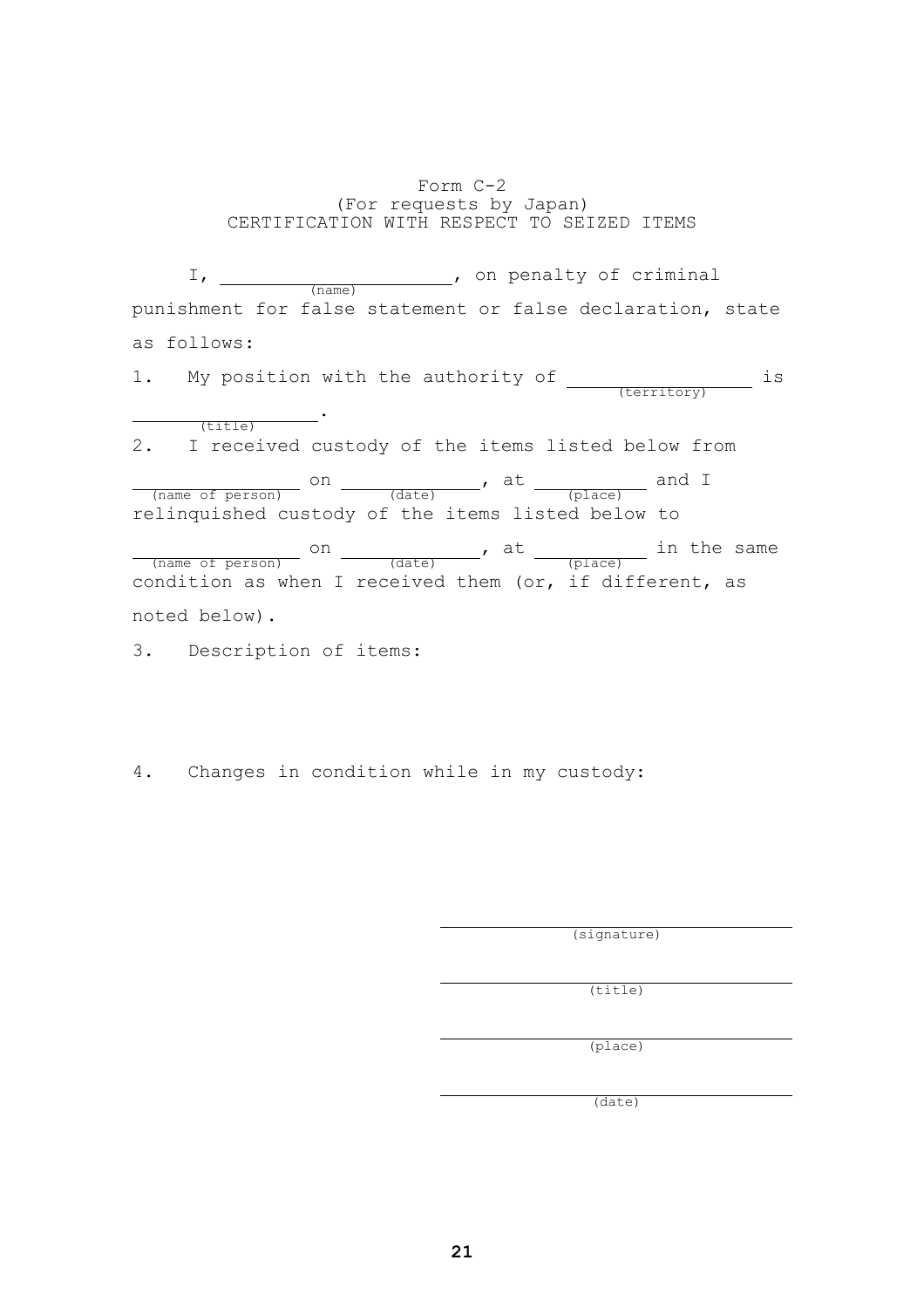Form C-2
(For requests by Japan)
CERTIFICATION WITH RESPECT TO SEIZED ITEMS

I, ____________________ (name), on penalty of criminal punishment for false statement or false declaration, state as follows:

1. My position with the authority of ________________ (territory) is ________________ (title).

2. I received custody of the items listed below from ________________ (name of person) on ____________ (date), at __________ (place) and I relinquished custody of the items listed below to ________________ (name of person) on ____________ (date), at __________ (place) in the same condition as when I received them (or, if different, as noted below).

3. Description of items:

4. Changes in condition while in my custody:

______________________________
(signature)

______________________________
(title)

______________________________
(place)

______________________________
(date)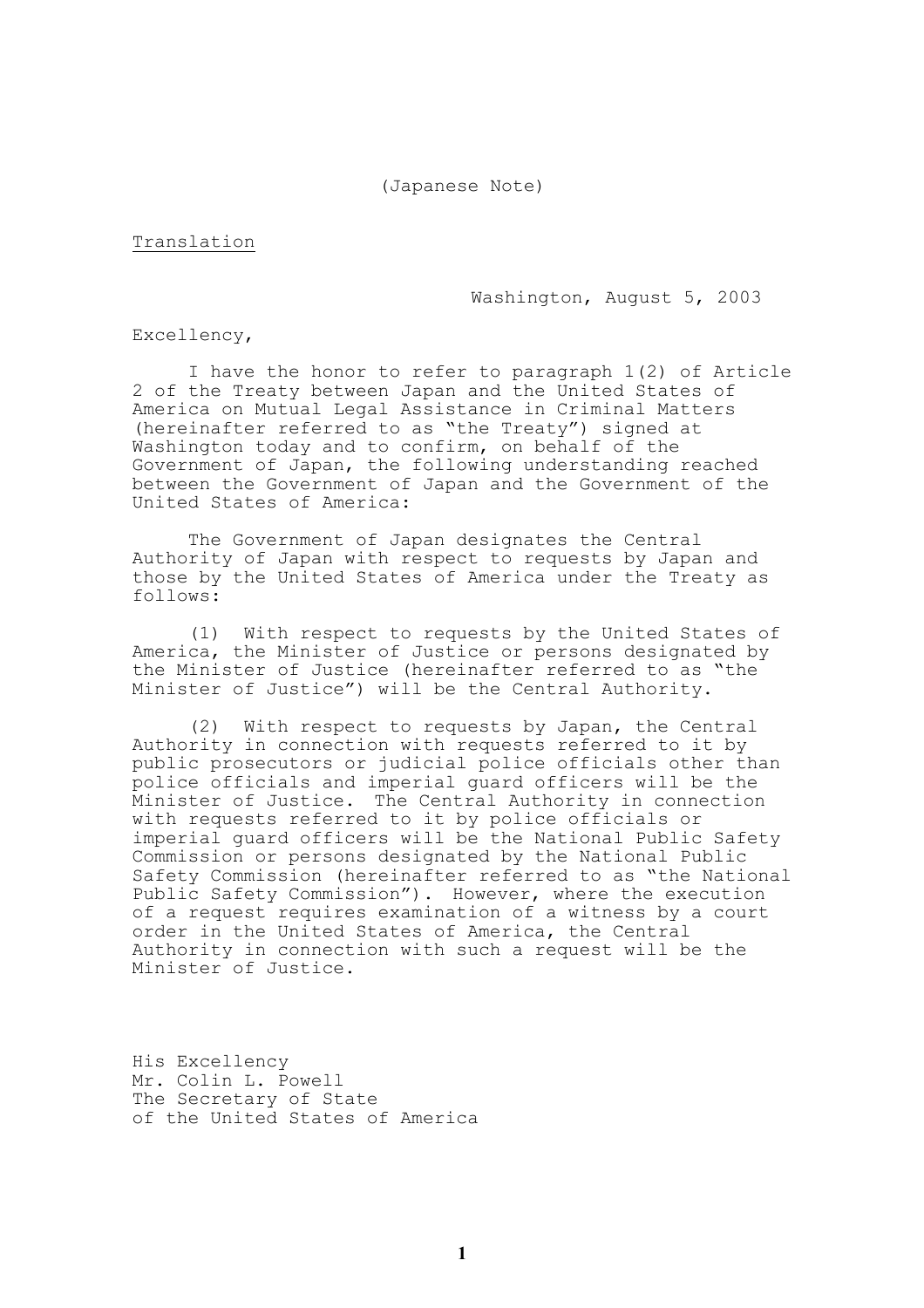(Japanese Note)

<u>Translation</u>

Washington, August 5, 2003

Excellency,

I have the honor to refer to paragraph 1(2) of Article 2 of the Treaty between Japan and the United States of America on Mutual Legal Assistance in Criminal Matters (hereinafter referred to as "the Treaty") signed at Washington today and to confirm, on behalf of the Government of Japan, the following understanding reached between the Government of Japan and the Government of the United States of America:

The Government of Japan designates the Central Authority of Japan with respect to requests by Japan and those by the United States of America under the Treaty as follows:

(1) With respect to requests by the United States of America, the Minister of Justice or persons designated by the Minister of Justice (hereinafter referred to as "the Minister of Justice") will be the Central Authority.

(2) With respect to requests by Japan, the Central Authority in connection with requests referred to it by public prosecutors or judicial police officials other than police officials and imperial guard officers will be the Minister of Justice. The Central Authority in connection with requests referred to it by police officials or imperial guard officers will be the National Public Safety Commission or persons designated by the National Public Safety Commission (hereinafter referred to as "the National Public Safety Commission"). However, where the execution of a request requires examination of a witness by a court order in the United States of America, the Central Authority in connection with such a request will be the Minister of Justice.

His Excellency
Mr. Colin L. Powell
The Secretary of State
of the United States of America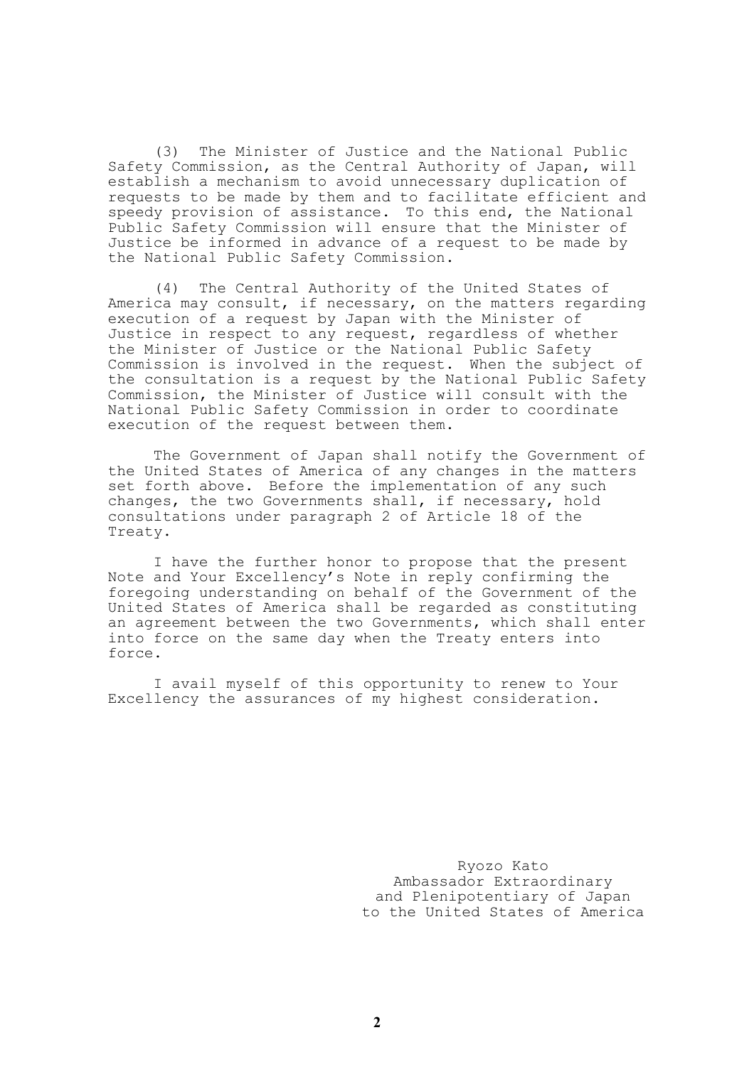(3) The Minister of Justice and the National Public Safety Commission, as the Central Authority of Japan, will establish a mechanism to avoid unnecessary duplication of requests to be made by them and to facilitate efficient and speedy provision of assistance. To this end, the National Public Safety Commission will ensure that the Minister of Justice be informed in advance of a request to be made by the National Public Safety Commission.

(4) The Central Authority of the United States of America may consult, if necessary, on the matters regarding execution of a request by Japan with the Minister of Justice in respect to any request, regardless of whether the Minister of Justice or the National Public Safety Commission is involved in the request. When the subject of the consultation is a request by the National Public Safety Commission, the Minister of Justice will consult with the National Public Safety Commission in order to coordinate execution of the request between them.

The Government of Japan shall notify the Government of the United States of America of any changes in the matters set forth above. Before the implementation of any such changes, the two Governments shall, if necessary, hold consultations under paragraph 2 of Article 18 of the Treaty.

I have the further honor to propose that the present Note and Your Excellency's Note in reply confirming the foregoing understanding on behalf of the Government of the United States of America shall be regarded as constituting an agreement between the two Governments, which shall enter into force on the same day when the Treaty enters into force.

I avail myself of this opportunity to renew to Your Excellency the assurances of my highest consideration.

Ryozo Kato  
Ambassador Extraordinary  
and Plenipotentiary of Japan  
to the United States of America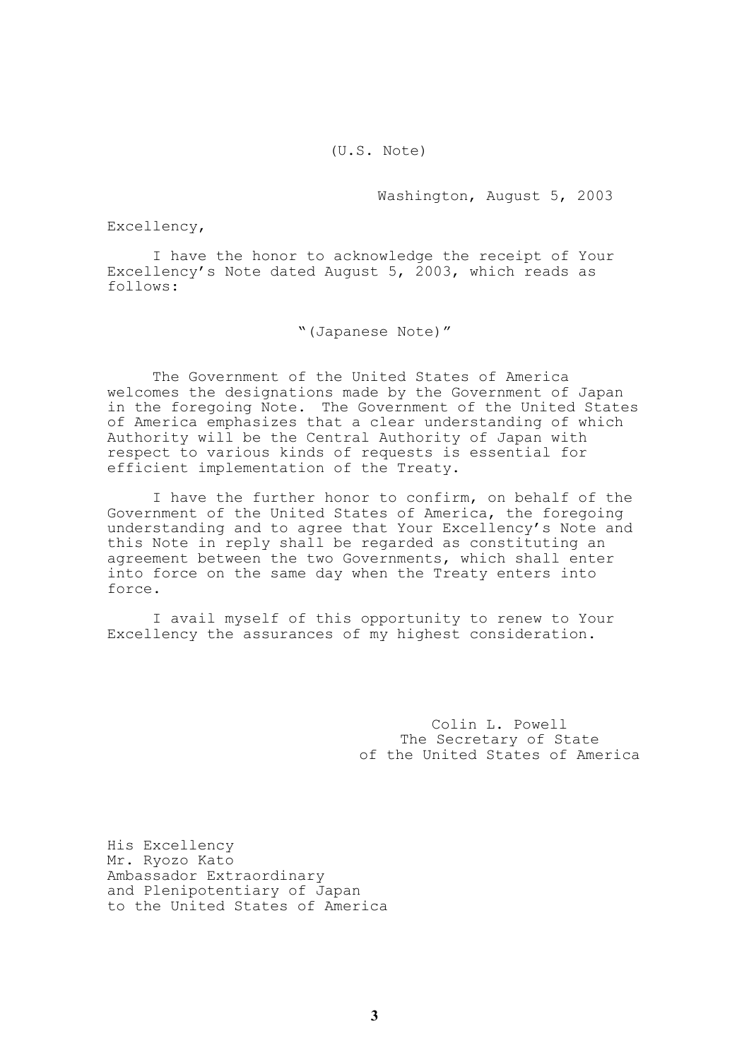(U.S. Note)

Washington, August 5, 2003

Excellency,

I have the honor to acknowledge the receipt of Your Excellency's Note dated August 5, 2003, which reads as follows:

"(Japanese Note)"

The Government of the United States of America welcomes the designations made by the Government of Japan in the foregoing Note. The Government of the United States of America emphasizes that a clear understanding of which Authority will be the Central Authority of Japan with respect to various kinds of requests is essential for efficient implementation of the Treaty.

I have the further honor to confirm, on behalf of the Government of the United States of America, the foregoing understanding and to agree that Your Excellency's Note and this Note in reply shall be regarded as constituting an agreement between the two Governments, which shall enter into force on the same day when the Treaty enters into force.

I avail myself of this opportunity to renew to Your Excellency the assurances of my highest consideration.

Colin L. Powell
The Secretary of State
of the United States of America

His Excellency
Mr. Ryozo Kato
Ambassador Extraordinary
and Plenipotentiary of Japan
to the United States of America